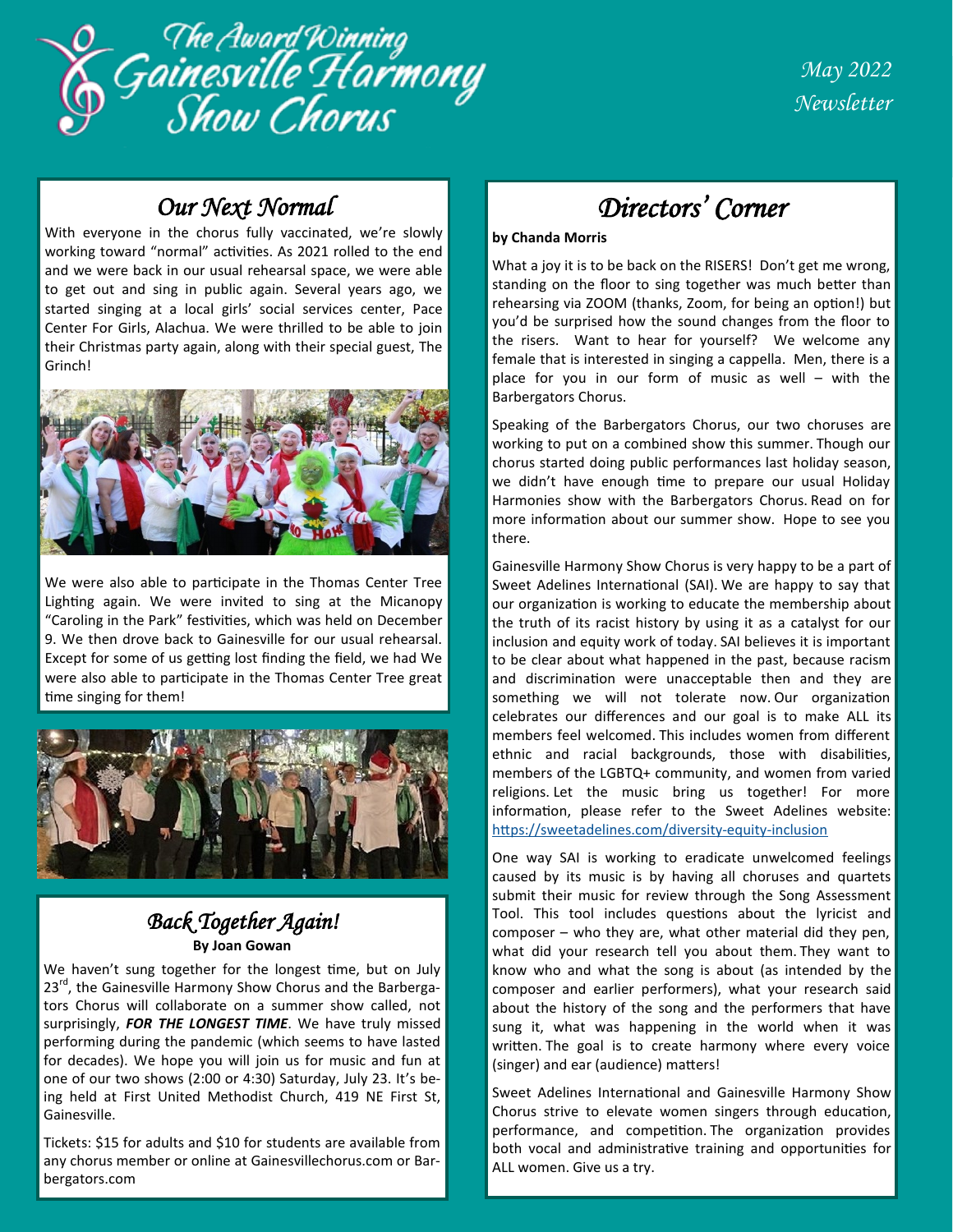# The Award Winning Gainesville Harmony Show Chorus

*May 2022 Newsletter*

## *Our Next Normal*

With everyone in the chorus fully vaccinated, we're slowly working toward "normal" activities. As 2021 rolled to the end and we were back in our usual rehearsal space, we were able to get out and sing in public again. Several years ago, we started singing at a local girls' social services center, Pace Center For Girls, Alachua. We were thrilled to be able to join their Christmas party again, along with their special guest, The Grinch!

We were also able to participate in the Thomas Center Tree Lighting again. We were invited to sing at the Micanopy "Caroling in the Park" festivities, which was held on December 9. We then drove back to Gainesville for our usual rehearsal. Except for some of us getting lost finding the field, we had We were also able to participate in the Thomas Center Tree great time singing for them!

## *Back Together Again!*

**By Joan Gowan**

We haven't sung together for the longest time, but on July 23rd, the Gainesville Harmony Show Chorus and the Barbergators Chorus will collaborate on a summer show called, not surprisingly, ***FOR THE LONGEST TIME***. We have truly missed performing during the pandemic (which seems to have lasted for decades). We hope you will join us for music and fun at one of our two shows (2:00 or 4:30) Saturday, July 23. It's being held at First United Methodist Church, 419 NE First St, Gainesville.

Tickets: $15 for adults and $10 for students are available from any chorus member or online at Gainesvillechorus.com or Barbergators.com

## *Directors' Corner*

**by Chanda Morris**

What a joy it is to be back on the RISERS! Don't get me wrong, standing on the floor to sing together was much better than rehearsing via ZOOM (thanks, Zoom, for being an option!) but you'd be surprised how the sound changes from the floor to the risers. Want to hear for yourself? We welcome any female that is interested in singing a cappella. Men, there is a place for you in our form of music as well – with the Barbergators Chorus.

Speaking of the Barbergators Chorus, our two choruses are working to put on a combined show this summer. Though our chorus started doing public performances last holiday season, we didn't have enough time to prepare our usual Holiday Harmonies show with the Barbergators Chorus. Read on for more information about our summer show. Hope to see you there.

Gainesville Harmony Show Chorus is very happy to be a part of Sweet Adelines International (SAI). We are happy to say that our organization is working to educate the membership about the truth of its racist history by using it as a catalyst for our inclusion and equity work of today. SAI believes it is important to be clear about what happened in the past, because racism and discrimination were unacceptable then and they are something we will not tolerate now. Our organization celebrates our differences and our goal is to make ALL its members feel welcomed. This includes women from different ethnic and racial backgrounds, those with disabilities, members of the LGBTQ+ community, and women from varied religions. Let the music bring us together! For more information, please refer to the Sweet Adelines website: https://sweetadelines.com/diversity-equity-inclusion

One way SAI is working to eradicate unwelcomed feelings caused by its music is by having all choruses and quartets submit their music for review through the Song Assessment Tool. This tool includes questions about the lyricist and composer – who they are, what other material did they pen, what did your research tell you about them. They want to know who and what the song is about (as intended by the composer and earlier performers), what your research said about the history of the song and the performers that have sung it, what was happening in the world when it was written. The goal is to create harmony where every voice (singer) and ear (audience) matters!

Sweet Adelines International and Gainesville Harmony Show Chorus strive to elevate women singers through education, performance, and competition. The organization provides both vocal and administrative training and opportunities for ALL women. Give us a try.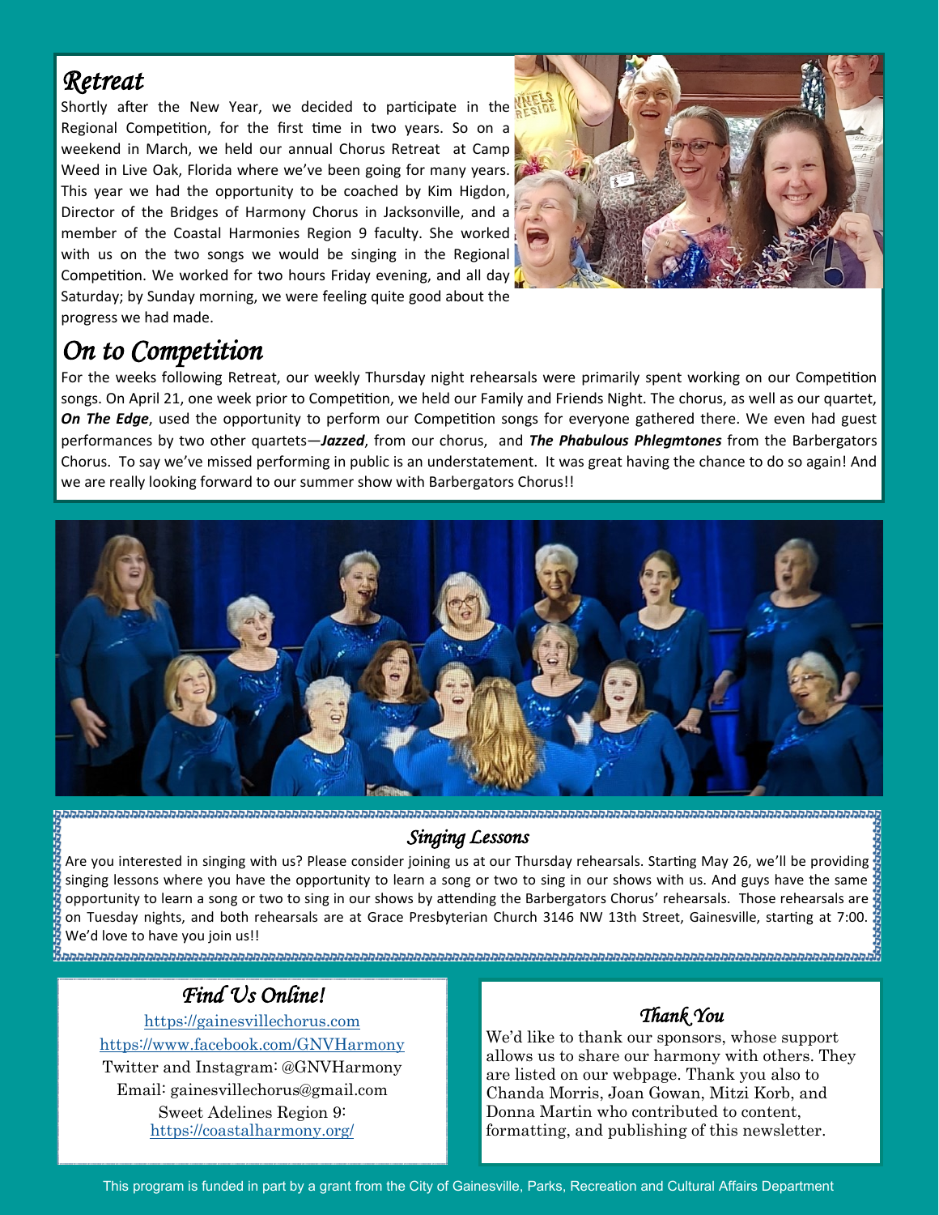## *Retreat*

Shortly after the New Year, we decided to participate in the Regional Competition, for the first time in two years. So on a weekend in March, we held our annual Chorus Retreat at Camp Weed in Live Oak, Florida where we've been going for many years. This year we had the opportunity to be coached by Kim Higdon, Director of the Bridges of Harmony Chorus in Jacksonville, and a member of the Coastal Harmonies Region 9 faculty. She worked with us on the two songs we would be singing in the Regional Competition. We worked for two hours Friday evening, and all day Saturday; by Sunday morning, we were feeling quite good about the progress we had made.

## *On to Competition*

For the weeks following Retreat, our weekly Thursday night rehearsals were primarily spent working on our Competition songs. On April 21, one week prior to Competition, we held our Family and Friends Night. The chorus, as well as our quartet, ***On The Edge***, used the opportunity to perform our Competition songs for everyone gathered there. We even had guest performances by two other quartets—***Jazzed***, from our chorus, and ***The Phabulous Phlegmtones*** from the Barbergators Chorus. To say we've missed performing in public is an understatement. It was great having the chance to do so again! And we are really looking forward to our summer show with Barbergators Chorus!!

### *Singing Lessons*

Are you interested in singing with us? Please consider joining us at our Thursday rehearsals. Starting May 26, we'll be providing singing lessons where you have the opportunity to learn a song or two to sing in our shows with us. And guys have the same opportunity to learn a song or two to sing in our shows by attending the Barbergators Chorus' rehearsals. Those rehearsals are on Tuesday nights, and both rehearsals are at Grace Presbyterian Church 3146 NW 13th Street, Gainesville, starting at 7:00. We'd love to have you join us!!

### *Find Us Online!*

https://gainesvillechorus.com
https://www.facebook.com/GNVHarmony
Twitter and Instagram: @GNVHarmony
Email: gainesvillechorus@gmail.com
Sweet Adelines Region 9:
https://coastalharmony.org/

### *Thank You*

We'd like to thank our sponsors, whose support allows us to share our harmony with others. They are listed on our webpage. Thank you also to Chanda Morris, Joan Gowan, Mitzi Korb, and Donna Martin who contributed to content, formatting, and publishing of this newsletter.

This program is funded in part by a grant from the City of Gainesville, Parks, Recreation and Cultural Affairs Department